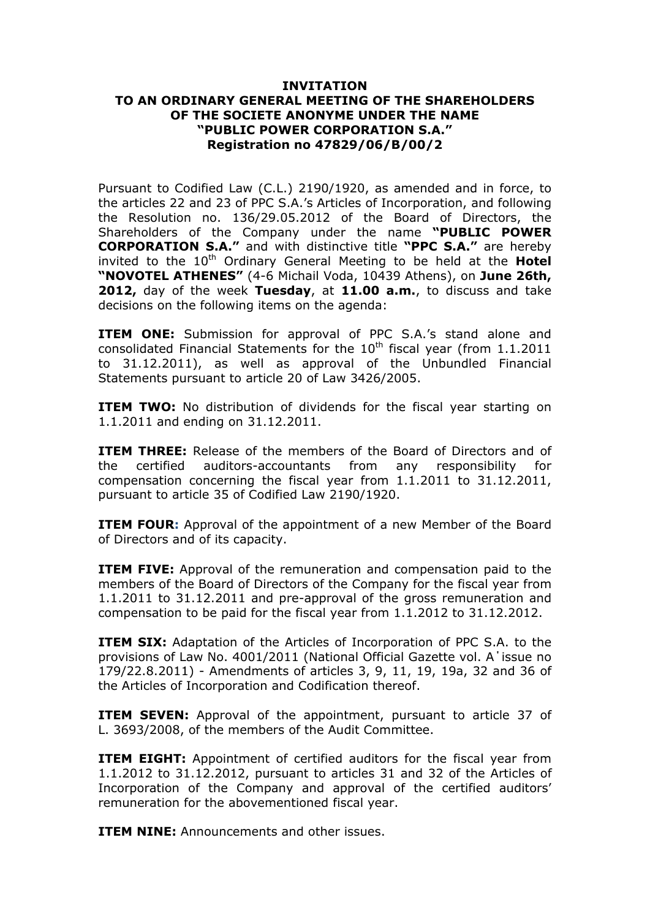**INVITATION**
**TO AN ORDINARY GENERAL MEETING OF THE SHAREHOLDERS**
**OF THE SOCIETE ANONYME UNDER THE NAME**
**"PUBLIC POWER CORPORATION S.A."**
**Registration no 47829/06/B/00/2**

Pursuant to Codified Law (C.L.) 2190/1920, as amended and in force, to the articles 22 and 23 of PPC S.A.'s Articles of Incorporation, and following the Resolution no. 136/29.05.2012 of the Board of Directors, the Shareholders of the Company under the name **"PUBLIC POWER CORPORATION S.A."** and with distinctive title **"PPC S.A."** are hereby invited to the 10th Ordinary General Meeting to be held at the **Hotel "NOVOTEL ATHENES"** (4-6 Michail Voda, 10439 Athens), on **June 26th, 2012,** day of the week **Tuesday**, at **11.00 a.m.**, to discuss and take decisions on the following items on the agenda:

**ITEM ONE:** Submission for approval of PPC S.A.'s stand alone and consolidated Financial Statements for the 10th fiscal year (from 1.1.2011 to 31.12.2011), as well as approval of the Unbundled Financial Statements pursuant to article 20 of Law 3426/2005.

**ITEM TWO:** No distribution of dividends for the fiscal year starting on 1.1.2011 and ending on 31.12.2011.

**ITEM THREE:** Release of the members of the Board of Directors and of the certified auditors-accountants from any responsibility for compensation concerning the fiscal year from 1.1.2011 to 31.12.2011, pursuant to article 35 of Codified Law 2190/1920.

**ITEM FOUR:** Approval of the appointment of a new Member of the Board of Directors and of its capacity.

**ITEM FIVE:** Approval of the remuneration and compensation paid to the members of the Board of Directors of the Company for the fiscal year from 1.1.2011 to 31.12.2011 and pre-approval of the gross remuneration and compensation to be paid for the fiscal year from 1.1.2012 to 31.12.2012.

**ITEM SIX:** Adaptation of the Articles of Incorporation of PPC S.A. to the provisions of Law No. 4001/2011 (National Official Gazette vol. A΄issue no 179/22.8.2011) - Amendments of articles 3, 9, 11, 19, 19a, 32 and 36 of the Articles of Incorporation and Codification thereof.

**ITEM SEVEN:** Approval of the appointment, pursuant to article 37 of L. 3693/2008, of the members of the Audit Committee.

**ITEM EIGHT:** Appointment of certified auditors for the fiscal year from 1.1.2012 to 31.12.2012, pursuant to articles 31 and 32 of the Articles of Incorporation of the Company and approval of the certified auditors' remuneration for the abovementioned fiscal year.

**ITEM NINE:** Announcements and other issues.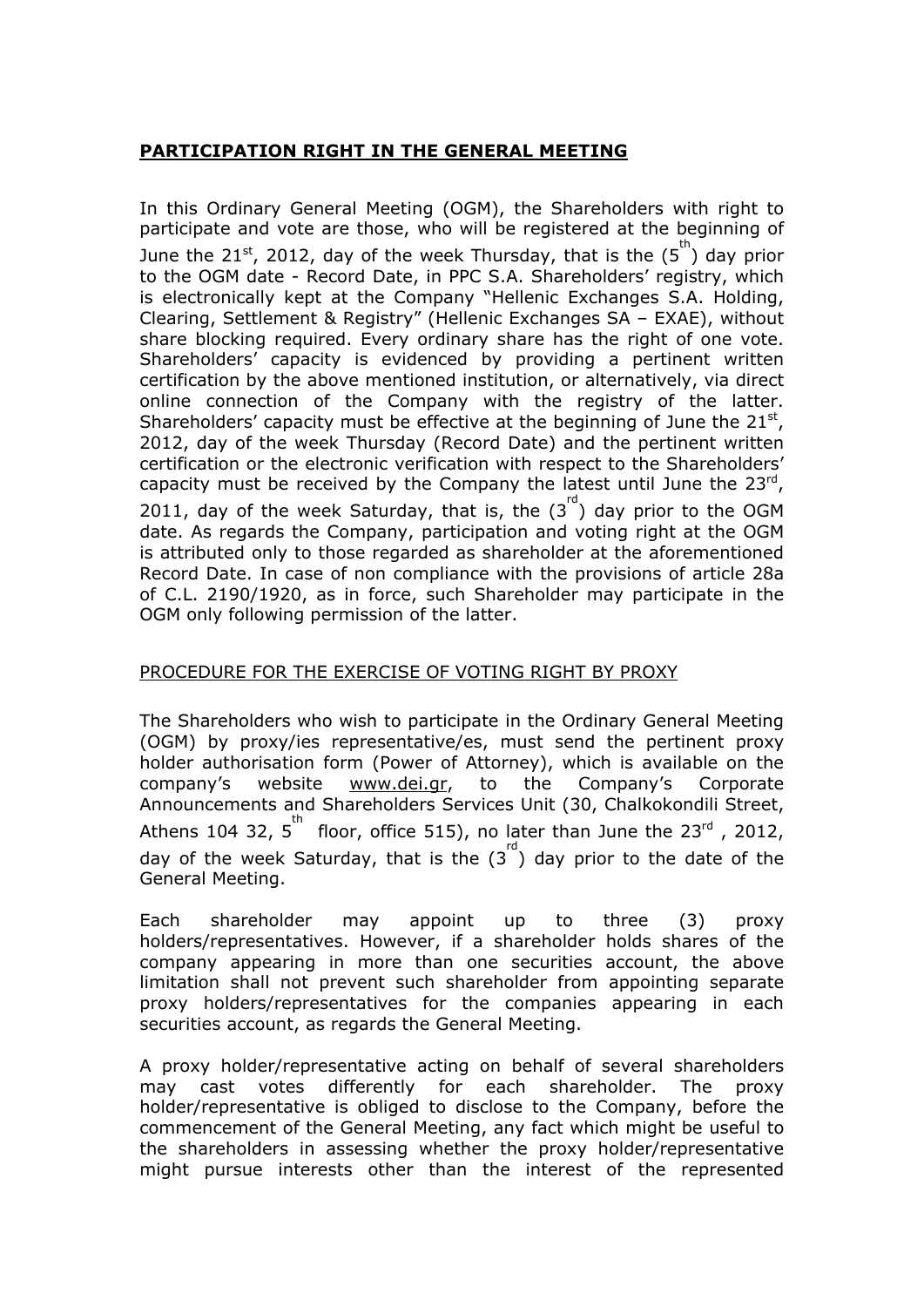## **PARTICIPATION RIGHT IN THE GENERAL MEETING**

In this Ordinary General Meeting (OGM), the Shareholders with right to participate and vote are those, who will be registered at the beginning of June the 21st, 2012, day of the week Thursday, that is the (5th) day prior to the OGM date - Record Date, in PPC S.A. Shareholders' registry, which is electronically kept at the Company "Hellenic Exchanges S.A. Holding, Clearing, Settlement & Registry" (Hellenic Exchanges SA – EXAE), without share blocking required. Every ordinary share has the right of one vote. Shareholders' capacity is evidenced by providing a pertinent written certification by the above mentioned institution, or alternatively, via direct online connection of the Company with the registry of the latter. Shareholders' capacity must be effective at the beginning of June the 21st, 2012, day of the week Thursday (Record Date) and the pertinent written certification or the electronic verification with respect to the Shareholders' capacity must be received by the Company the latest until June the 23rd, 2011, day of the week Saturday, that is, the (3rd) day prior to the OGM date. As regards the Company, participation and voting right at the OGM is attributed only to those regarded as shareholder at the aforementioned Record Date. In case of non compliance with the provisions of article 28a of C.L. 2190/1920, as in force, such Shareholder may participate in the OGM only following permission of the latter.

PROCEDURE FOR THE EXERCISE OF VOTING RIGHT BY PROXY

The Shareholders who wish to participate in the Ordinary General Meeting (OGM) by proxy/ies representative/es, must send the pertinent proxy holder authorisation form (Power of Attorney), which is available on the company's website www.dei.gr, to the Company's Corporate Announcements and Shareholders Services Unit (30, Chalkokondili Street, Athens 104 32, 5th floor, office 515), no later than June the 23rd , 2012, day of the week Saturday, that is the (3rd) day prior to the date of the General Meeting.

Each shareholder may appoint up to three (3) proxy holders/representatives. However, if a shareholder holds shares of the company appearing in more than one securities account, the above limitation shall not prevent such shareholder from appointing separate proxy holders/representatives for the companies appearing in each securities account, as regards the General Meeting.

A proxy holder/representative acting on behalf of several shareholders may cast votes differently for each shareholder. The proxy holder/representative is obliged to disclose to the Company, before the commencement of the General Meeting, any fact which might be useful to the shareholders in assessing whether the proxy holder/representative might pursue interests other than the interest of the represented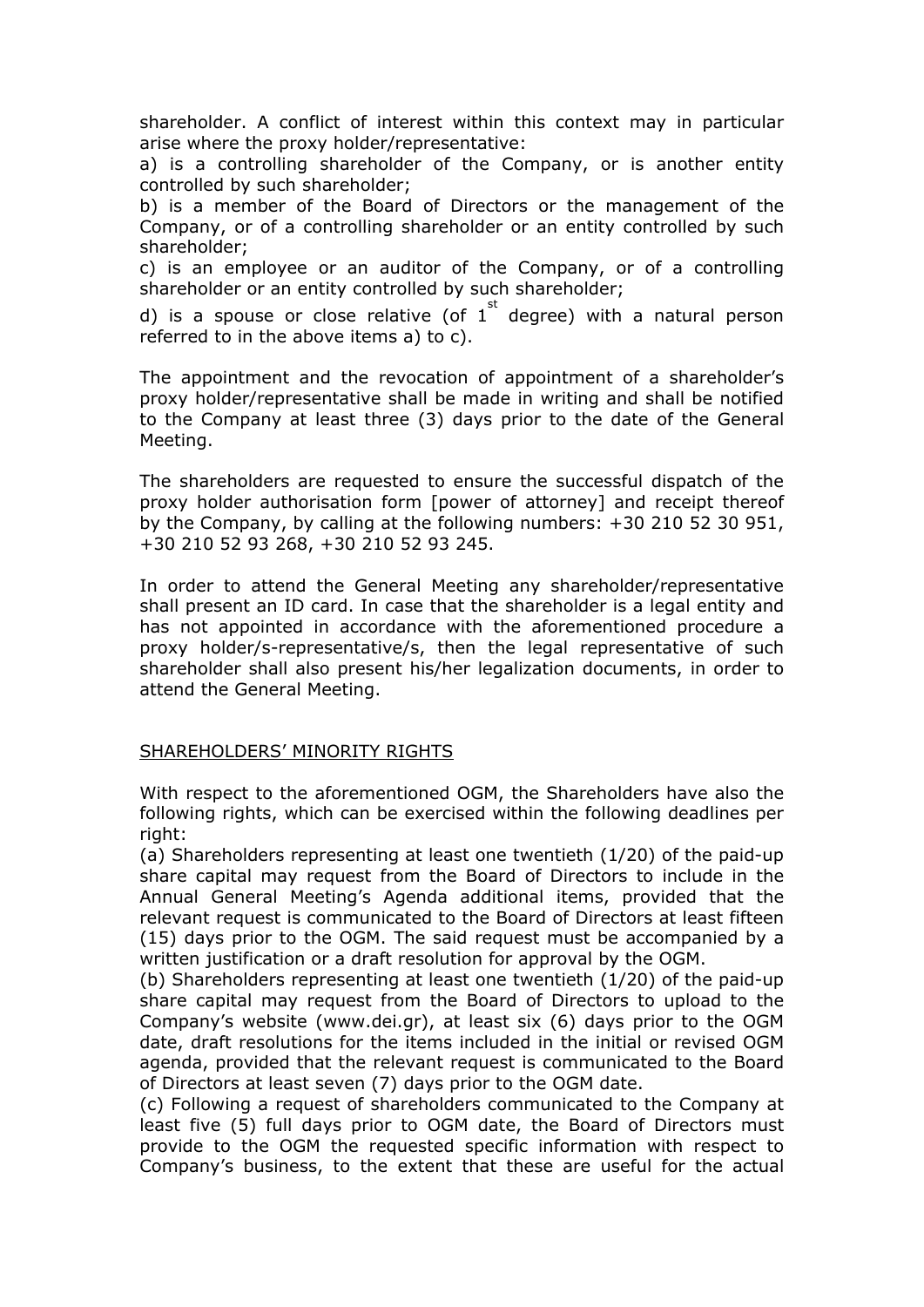shareholder. A conflict of interest within this context may in particular arise where the proxy holder/representative:

a) is a controlling shareholder of the Company, or is another entity controlled by such shareholder;

b) is a member of the Board of Directors or the management of the Company, or of a controlling shareholder or an entity controlled by such shareholder;

c) is an employee or an auditor of the Company, or of a controlling shareholder or an entity controlled by such shareholder;

d) is a spouse or close relative (of 1st degree) with a natural person referred to in the above items a) to c).

The appointment and the revocation of appointment of a shareholder's proxy holder/representative shall be made in writing and shall be notified to the Company at least three (3) days prior to the date of the General Meeting.

The shareholders are requested to ensure the successful dispatch of the proxy holder authorisation form [power of attorney] and receipt thereof by the Company, by calling at the following numbers: +30 210 52 30 951, +30 210 52 93 268, +30 210 52 93 245.

In order to attend the General Meeting any shareholder/representative shall present an ID card. In case that the shareholder is a legal entity and has not appointed in accordance with the aforementioned procedure a proxy holder/s-representative/s, then the legal representative of such shareholder shall also present his/her legalization documents, in order to attend the General Meeting.

## SHAREHOLDERS' MINORITY RIGHTS

With respect to the aforementioned OGM, the Shareholders have also the following rights, which can be exercised within the following deadlines per right:

(a) Shareholders representing at least one twentieth (1/20) of the paid-up share capital may request from the Board of Directors to include in the Annual General Meeting's Agenda additional items, provided that the relevant request is communicated to the Board of Directors at least fifteen (15) days prior to the OGM. The said request must be accompanied by a written justification or a draft resolution for approval by the OGM.

(b) Shareholders representing at least one twentieth (1/20) of the paid-up share capital may request from the Board of Directors to upload to the Company's website (www.dei.gr), at least six (6) days prior to the OGM date, draft resolutions for the items included in the initial or revised OGM agenda, provided that the relevant request is communicated to the Board of Directors at least seven (7) days prior to the OGM date.

(c) Following a request of shareholders communicated to the Company at least five (5) full days prior to OGM date, the Board of Directors must provide to the OGM the requested specific information with respect to Company's business, to the extent that these are useful for the actual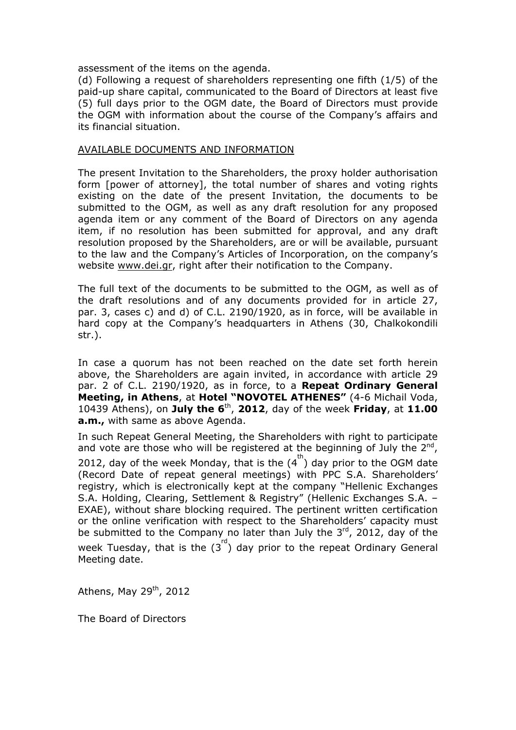assessment of the items on the agenda.

(d) Following a request of shareholders representing one fifth (1/5) of the paid-up share capital, communicated to the Board of Directors at least five (5) full days prior to the OGM date, the Board of Directors must provide the OGM with information about the course of the Company's affairs and its financial situation.

AVAILABLE DOCUMENTS AND INFORMATION

The present Invitation to the Shareholders, the proxy holder authorisation form [power of attorney], the total number of shares and voting rights existing on the date of the present Invitation, the documents to be submitted to the OGM, as well as any draft resolution for any proposed agenda item or any comment of the Board of Directors on any agenda item, if no resolution has been submitted for approval, and any draft resolution proposed by the Shareholders, are or will be available, pursuant to the law and the Company's Articles of Incorporation, on the company's website www.dei.gr, right after their notification to the Company.

The full text of the documents to be submitted to the OGM, as well as of the draft resolutions and of any documents provided for in article 27, par. 3, cases c) and d) of C.L. 2190/1920, as in force, will be available in hard copy at the Company's headquarters in Athens (30, Chalkokondili str.).

In case a quorum has not been reached on the date set forth herein above, the Shareholders are again invited, in accordance with article 29 par. 2 of C.L. 2190/1920, as in force, to a **Repeat Ordinary General Meeting, in Athens**, at **Hotel "NOVOTEL ATHENES"** (4-6 Michail Voda, 10439 Athens), on **July the 6**th, **2012**, day of the week **Friday**, at **11.00 a.m.,** with same as above Agenda.

In such Repeat General Meeting, the Shareholders with right to participate and vote are those who will be registered at the beginning of July the 2nd, 2012, day of the week Monday, that is the (4th) day prior to the OGM date (Record Date of repeat general meetings) with PPC S.A. Shareholders' registry, which is electronically kept at the company "Hellenic Exchanges S.A. Holding, Clearing, Settlement & Registry" (Hellenic Exchanges S.A. – EXAE), without share blocking required. The pertinent written certification or the online verification with respect to the Shareholders' capacity must be submitted to the Company no later than July the 3rd, 2012, day of the week Tuesday, that is the (3rd) day prior to the repeat Ordinary General Meeting date.

Athens, May 29th, 2012

The Board of Directors